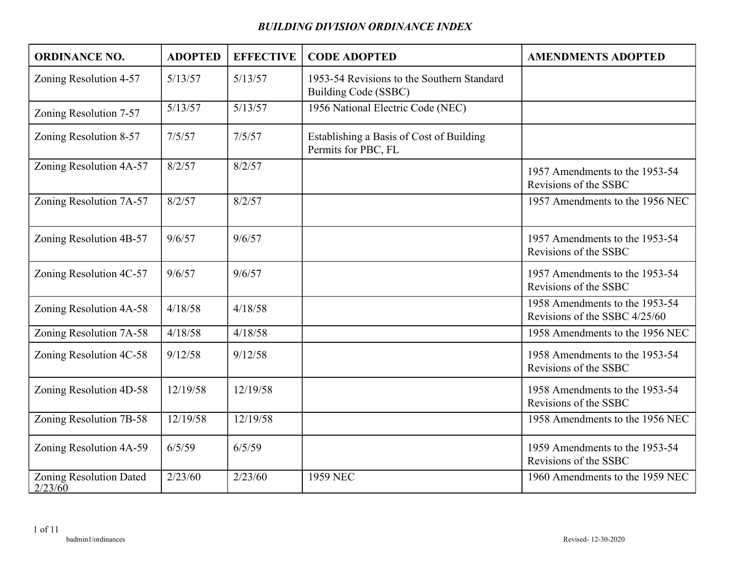# *BUILDING DIVISION ORDINANCE INDEX*

| ORDINANCE NO. | ADOPTED | EFFECTIVE | CODE ADOPTED | AMENDMENTS ADOPTED |
|---|---|---|---|---|
| Zoning Resolution 4-57 | 5/13/57 | 5/13/57 | 1953-54 Revisions to the Southern Standard Building Code (SSBC) | |
| Zoning Resolution 7-57 | 5/13/57 | 5/13/57 | 1956 National Electric Code (NEC) | |
| Zoning Resolution 8-57 | 7/5/57 | 7/5/57 | Establishing a Basis of Cost of Building Permits for PBC, FL | |
| Zoning Resolution 4A-57 | 8/2/57 | 8/2/57 | | 1957 Amendments to the 1953-54 Revisions of the SSBC |
| Zoning Resolution 7A-57 | 8/2/57 | 8/2/57 | | 1957 Amendments to the 1956 NEC |
| Zoning Resolution 4B-57 | 9/6/57 | 9/6/57 | | 1957 Amendments to the 1953-54 Revisions of the SSBC |
| Zoning Resolution 4C-57 | 9/6/57 | 9/6/57 | | 1957 Amendments to the 1953-54 Revisions of the SSBC |
| Zoning Resolution 4A-58 | 4/18/58 | 4/18/58 | | 1958 Amendments to the 1953-54 Revisions of the SSBC 4/25/60 |
| Zoning Resolution 7A-58 | 4/18/58 | 4/18/58 | | 1958 Amendments to the 1956 NEC |
| Zoning Resolution 4C-58 | 9/12/58 | 9/12/58 | | 1958 Amendments to the 1953-54 Revisions of the SSBC |
| Zoning Resolution 4D-58 | 12/19/58 | 12/19/58 | | 1958 Amendments to the 1953-54 Revisions of the SSBC |
| Zoning Resolution 7B-58 | 12/19/58 | 12/19/58 | | 1958 Amendments to the 1956 NEC |
| Zoning Resolution 4A-59 | 6/5/59 | 6/5/59 | | 1959 Amendments to the 1953-54 Revisions of the SSBC |
| Zoning Resolution Dated 2/23/60 | 2/23/60 | 2/23/60 | 1959 NEC | 1960 Amendments to the 1959 NEC |

badmin1/ordinances

Revised- 12-30-2020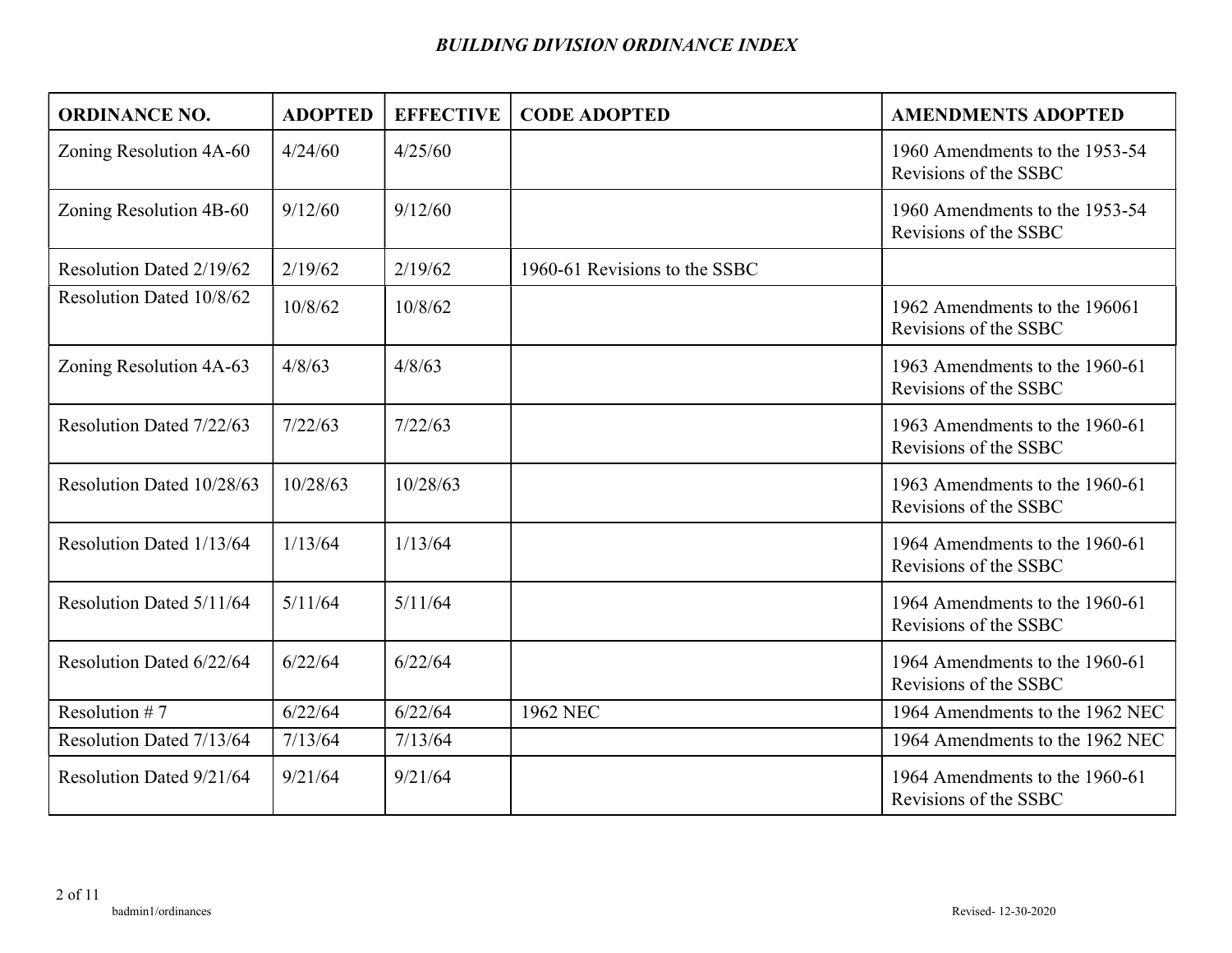*BUILDING DIVISION ORDINANCE INDEX*

| ORDINANCE NO. | ADOPTED | EFFECTIVE | CODE ADOPTED | AMENDMENTS ADOPTED |
|---|---|---|---|---|
| Zoning Resolution 4A-60 | 4/24/60 | 4/25/60 | | 1960 Amendments to the 1953-54 Revisions of the SSBC |
| Zoning Resolution 4B-60 | 9/12/60 | 9/12/60 | | 1960 Amendments to the 1953-54 Revisions of the SSBC |
| Resolution Dated 2/19/62 | 2/19/62 | 2/19/62 | 1960-61 Revisions to the SSBC | |
| Resolution Dated 10/8/62 | 10/8/62 | 10/8/62 | | 1962 Amendments to the 196061 Revisions of the SSBC |
| Zoning Resolution 4A-63 | 4/8/63 | 4/8/63 | | 1963 Amendments to the 1960-61 Revisions of the SSBC |
| Resolution Dated 7/22/63 | 7/22/63 | 7/22/63 | | 1963 Amendments to the 1960-61 Revisions of the SSBC |
| Resolution Dated 10/28/63 | 10/28/63 | 10/28/63 | | 1963 Amendments to the 1960-61 Revisions of the SSBC |
| Resolution Dated 1/13/64 | 1/13/64 | 1/13/64 | | 1964 Amendments to the 1960-61 Revisions of the SSBC |
| Resolution Dated 5/11/64 | 5/11/64 | 5/11/64 | | 1964 Amendments to the 1960-61 Revisions of the SSBC |
| Resolution Dated 6/22/64 | 6/22/64 | 6/22/64 | | 1964 Amendments to the 1960-61 Revisions of the SSBC |
| Resolution # 7 | 6/22/64 | 6/22/64 | 1962 NEC | 1964 Amendments to the 1962 NEC |
| Resolution Dated 7/13/64 | 7/13/64 | 7/13/64 | | 1964 Amendments to the 1962 NEC |
| Resolution Dated 9/21/64 | 9/21/64 | 9/21/64 | | 1964 Amendments to the 1960-61 Revisions of the SSBC |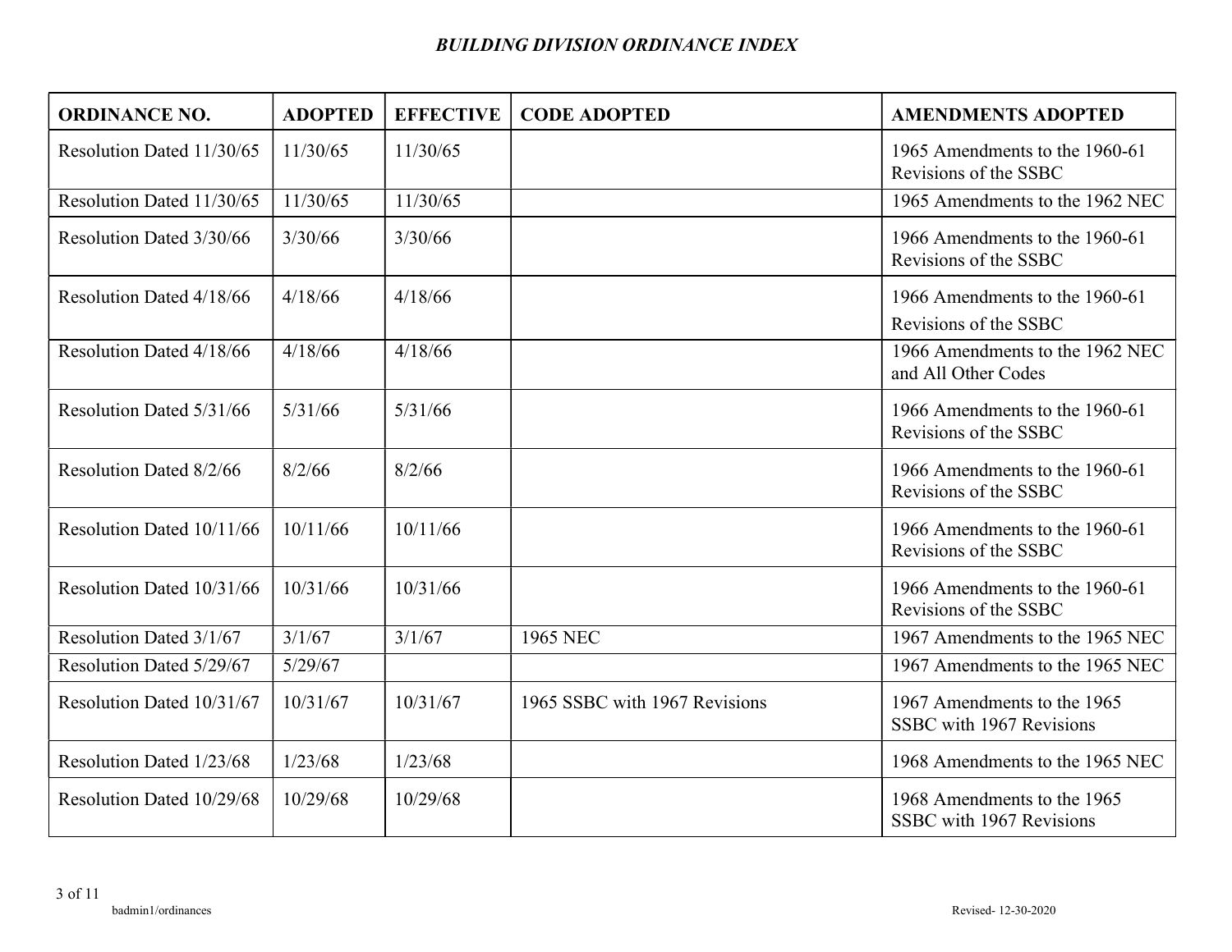# *BUILDING DIVISION ORDINANCE INDEX*

| ORDINANCE NO. | ADOPTED | EFFECTIVE | CODE ADOPTED | AMENDMENTS ADOPTED |
|---|---|---|---|---|
| Resolution Dated 11/30/65 | 11/30/65 | 11/30/65 | | 1965 Amendments to the 1960-61 Revisions of the SSBC |
| Resolution Dated 11/30/65 | 11/30/65 | 11/30/65 | | 1965 Amendments to the 1962 NEC |
| Resolution Dated 3/30/66 | 3/30/66 | 3/30/66 | | 1966 Amendments to the 1960-61 Revisions of the SSBC |
| Resolution Dated 4/18/66 | 4/18/66 | 4/18/66 | | 1966 Amendments to the 1960-61 Revisions of the SSBC |
| Resolution Dated 4/18/66 | 4/18/66 | 4/18/66 | | 1966 Amendments to the 1962 NEC and All Other Codes |
| Resolution Dated 5/31/66 | 5/31/66 | 5/31/66 | | 1966 Amendments to the 1960-61 Revisions of the SSBC |
| Resolution Dated 8/2/66 | 8/2/66 | 8/2/66 | | 1966 Amendments to the 1960-61 Revisions of the SSBC |
| Resolution Dated 10/11/66 | 10/11/66 | 10/11/66 | | 1966 Amendments to the 1960-61 Revisions of the SSBC |
| Resolution Dated 10/31/66 | 10/31/66 | 10/31/66 | | 1966 Amendments to the 1960-61 Revisions of the SSBC |
| Resolution Dated 3/1/67 | 3/1/67 | 3/1/67 | 1965 NEC | 1967 Amendments to the 1965 NEC |
| Resolution Dated 5/29/67 | 5/29/67 | | | 1967 Amendments to the 1965 NEC |
| Resolution Dated 10/31/67 | 10/31/67 | 10/31/67 | 1965 SSBC with 1967 Revisions | 1967 Amendments to the 1965 SSBC with 1967 Revisions |
| Resolution Dated 1/23/68 | 1/23/68 | 1/23/68 | | 1968 Amendments to the 1965 NEC |
| Resolution Dated 10/29/68 | 10/29/68 | 10/29/68 | | 1968 Amendments to the 1965 SSBC with 1967 Revisions |

badmin1/ordinances

Revised- 12-30-2020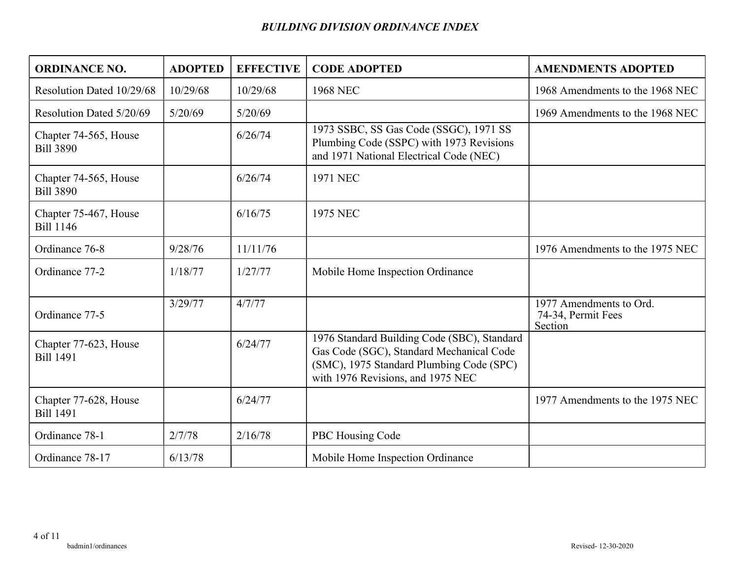*BUILDING DIVISION ORDINANCE INDEX*

| ORDINANCE NO. | ADOPTED | EFFECTIVE | CODE ADOPTED | AMENDMENTS ADOPTED |
|---|---|---|---|---|
| Resolution Dated 10/29/68 | 10/29/68 | 10/29/68 | 1968 NEC | 1968 Amendments to the 1968 NEC |
| Resolution Dated 5/20/69 | 5/20/69 | 5/20/69 | | 1969 Amendments to the 1968 NEC |
| Chapter 74-565, House Bill 3890 | | 6/26/74 | 1973 SSBC, SS Gas Code (SSGC), 1971 SS Plumbing Code (SSPC) with 1973 Revisions and 1971 National Electrical Code (NEC) | |
| Chapter 74-565, House Bill 3890 | | 6/26/74 | 1971 NEC | |
| Chapter 75-467, House Bill 1146 | | 6/16/75 | 1975 NEC | |
| Ordinance 76-8 | 9/28/76 | 11/11/76 | | 1976 Amendments to the 1975 NEC |
| Ordinance 77-2 | 1/18/77 | 1/27/77 | Mobile Home Inspection Ordinance | |
| Ordinance 77-5 | 3/29/77 | 4/7/77 | | 1977 Amendments to Ord. 74-34, Permit Fees Section |
| Chapter 77-623, House Bill 1491 | | 6/24/77 | 1976 Standard Building Code (SBC), Standard Gas Code (SGC), Standard Mechanical Code (SMC), 1975 Standard Plumbing Code (SPC) with 1976 Revisions, and 1975 NEC | |
| Chapter 77-628, House Bill 1491 | | 6/24/77 | | 1977 Amendments to the 1975 NEC |
| Ordinance 78-1 | 2/7/78 | 2/16/78 | PBC Housing Code | |
| Ordinance 78-17 | 6/13/78 | | Mobile Home Inspection Ordinance | |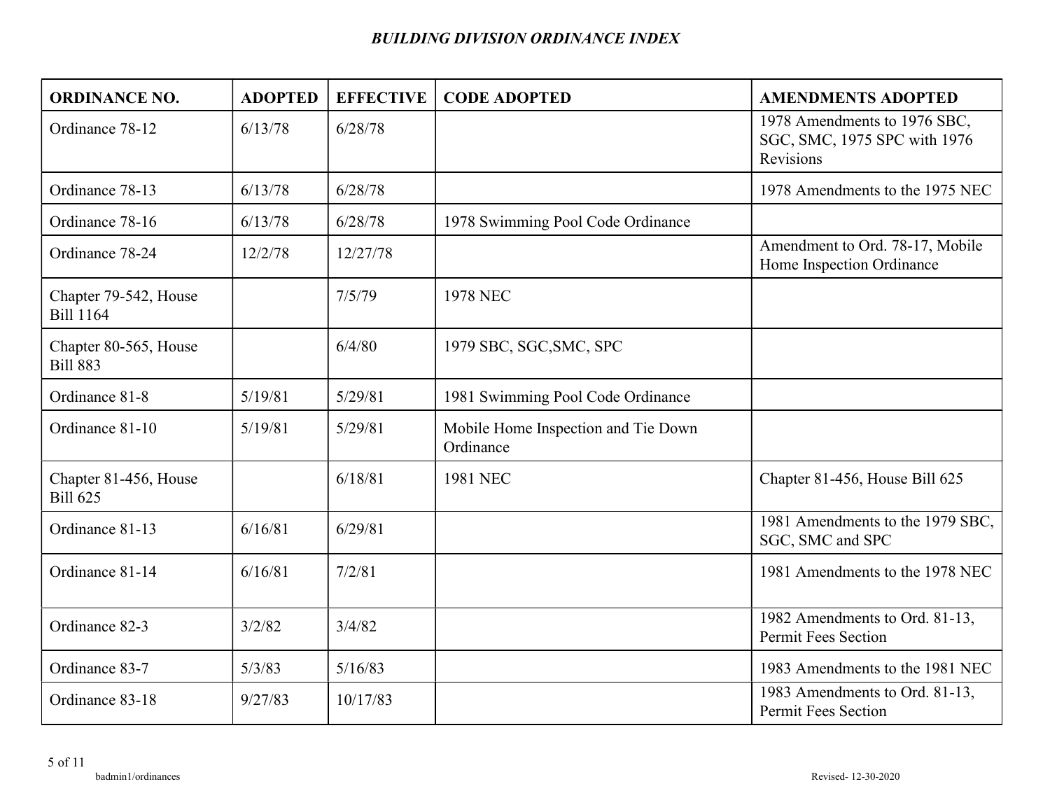***BUILDING DIVISION ORDINANCE INDEX***

| ORDINANCE NO. | ADOPTED | EFFECTIVE | CODE ADOPTED | AMENDMENTS ADOPTED |
|---|---|---|---|---|
| Ordinance 78-12 | 6/13/78 | 6/28/78 | | 1978 Amendments to 1976 SBC, SGC, SMC, 1975 SPC with 1976 Revisions |
| Ordinance 78-13 | 6/13/78 | 6/28/78 | | 1978 Amendments to the 1975 NEC |
| Ordinance 78-16 | 6/13/78 | 6/28/78 | 1978 Swimming Pool Code Ordinance | |
| Ordinance 78-24 | 12/2/78 | 12/27/78 | | Amendment to Ord. 78-17, Mobile Home Inspection Ordinance |
| Chapter 79-542, House Bill 1164 | | 7/5/79 | 1978 NEC | |
| Chapter 80-565, House Bill 883 | | 6/4/80 | 1979 SBC, SGC,SMC, SPC | |
| Ordinance 81-8 | 5/19/81 | 5/29/81 | 1981 Swimming Pool Code Ordinance | |
| Ordinance 81-10 | 5/19/81 | 5/29/81 | Mobile Home Inspection and Tie Down Ordinance | |
| Chapter 81-456, House Bill 625 | | 6/18/81 | 1981 NEC | Chapter 81-456, House Bill 625 |
| Ordinance 81-13 | 6/16/81 | 6/29/81 | | 1981 Amendments to the 1979 SBC, SGC, SMC and SPC |
| Ordinance 81-14 | 6/16/81 | 7/2/81 | | 1981 Amendments to the 1978 NEC |
| Ordinance 82-3 | 3/2/82 | 3/4/82 | | 1982 Amendments to Ord. 81-13, Permit Fees Section |
| Ordinance 83-7 | 5/3/83 | 5/16/83 | | 1983 Amendments to the 1981 NEC |
| Ordinance 83-18 | 9/27/83 | 10/17/83 | | 1983 Amendments to Ord. 81-13, Permit Fees Section |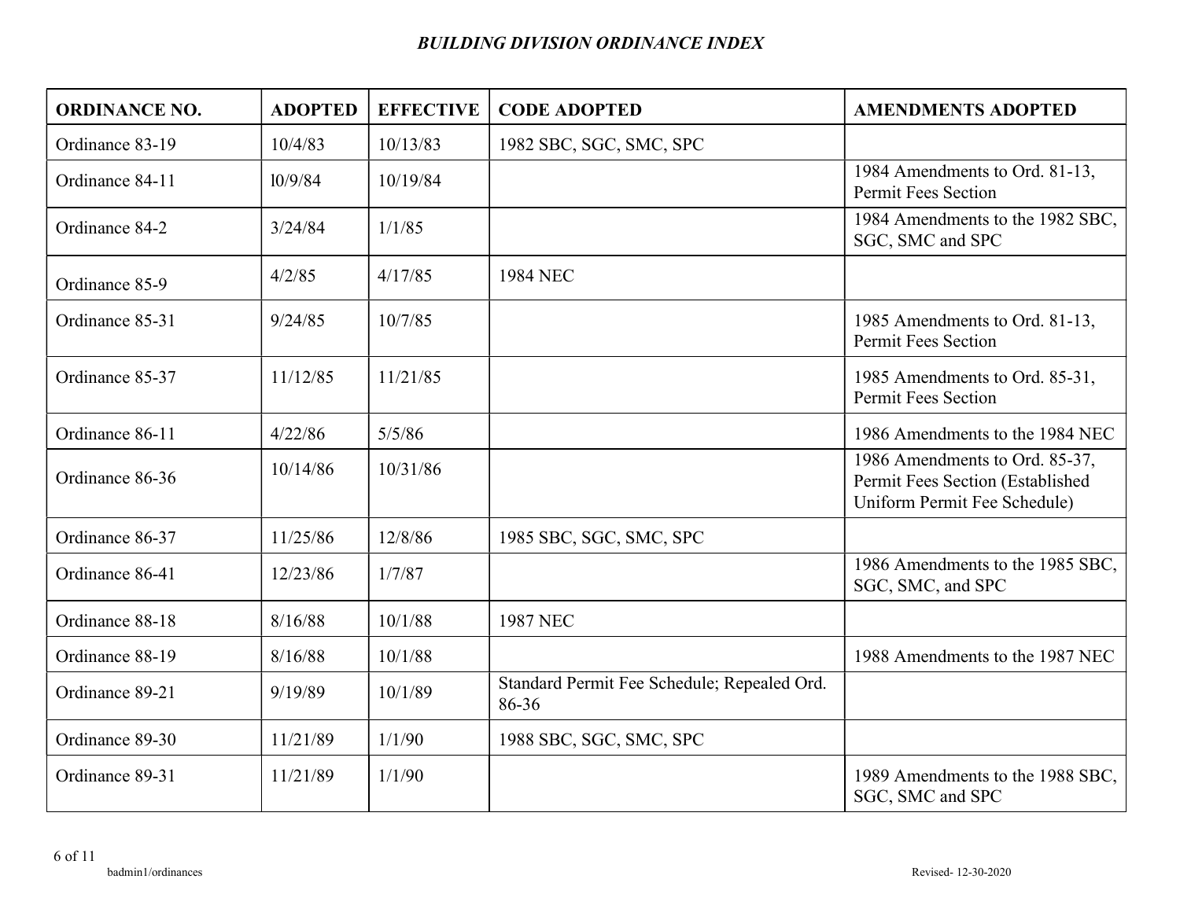## *BUILDING DIVISION ORDINANCE INDEX*

| ORDINANCE NO. | ADOPTED | EFFECTIVE | CODE ADOPTED | AMENDMENTS ADOPTED |
|---|---|---|---|---|
| Ordinance 83-19 | 10/4/83 | 10/13/83 | 1982 SBC, SGC, SMC, SPC | |
| Ordinance 84-11 | l0/9/84 | 10/19/84 | | 1984 Amendments to Ord. 81-13, Permit Fees Section |
| Ordinance 84-2 | 3/24/84 | 1/1/85 | | 1984 Amendments to the 1982 SBC, SGC, SMC and SPC |
| Ordinance 85-9 | 4/2/85 | 4/17/85 | 1984 NEC | |
| Ordinance 85-31 | 9/24/85 | 10/7/85 | | 1985 Amendments to Ord. 81-13, Permit Fees Section |
| Ordinance 85-37 | 11/12/85 | 11/21/85 | | 1985 Amendments to Ord. 85-31, Permit Fees Section |
| Ordinance 86-11 | 4/22/86 | 5/5/86 | | 1986 Amendments to the 1984 NEC |
| Ordinance 86-36 | 10/14/86 | 10/31/86 | | 1986 Amendments to Ord. 85-37, Permit Fees Section (Established Uniform Permit Fee Schedule) |
| Ordinance 86-37 | 11/25/86 | 12/8/86 | 1985 SBC, SGC, SMC, SPC | |
| Ordinance 86-41 | 12/23/86 | 1/7/87 | | 1986 Amendments to the 1985 SBC, SGC, SMC, and SPC |
| Ordinance 88-18 | 8/16/88 | 10/1/88 | 1987 NEC | |
| Ordinance 88-19 | 8/16/88 | 10/1/88 | | 1988 Amendments to the 1987 NEC |
| Ordinance 89-21 | 9/19/89 | 10/1/89 | Standard Permit Fee Schedule; Repealed Ord. 86-36 | |
| Ordinance 89-30 | 11/21/89 | 1/1/90 | 1988 SBC, SGC, SMC, SPC | |
| Ordinance 89-31 | 11/21/89 | 1/1/90 | | 1989 Amendments to the 1988 SBC, SGC, SMC and SPC |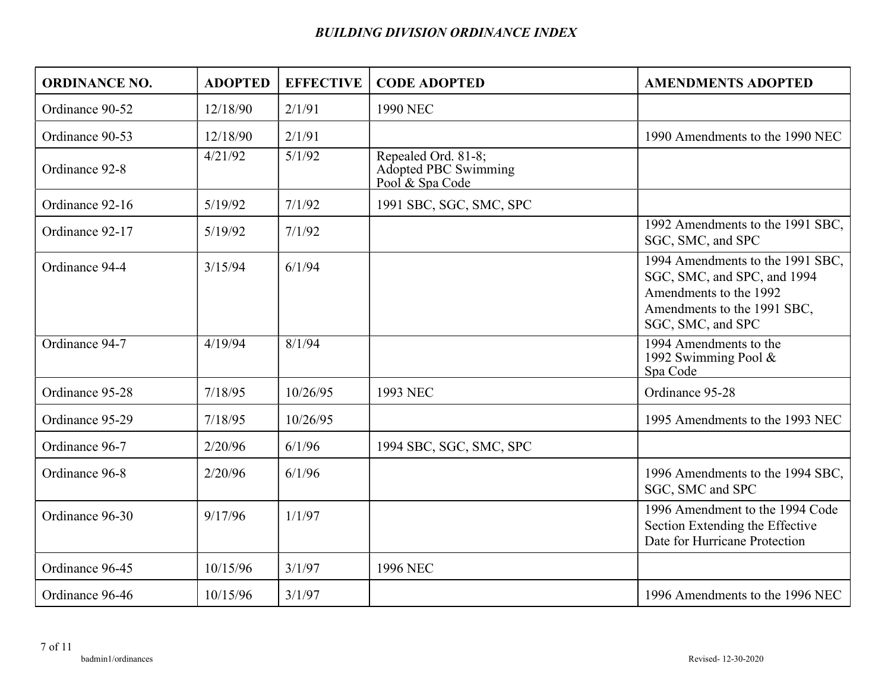## *BUILDING DIVISION ORDINANCE INDEX*

| ORDINANCE NO. | ADOPTED | EFFECTIVE | CODE ADOPTED | AMENDMENTS ADOPTED |
|---|---|---|---|---|
| Ordinance 90-52 | 12/18/90 | 2/1/91 | 1990 NEC | |
| Ordinance 90-53 | 12/18/90 | 2/1/91 | | 1990 Amendments to the 1990 NEC |
| Ordinance 92-8 | 4/21/92 | 5/1/92 | Repealed Ord. 81-8; Adopted PBC Swimming Pool & Spa Code | |
| Ordinance 92-16 | 5/19/92 | 7/1/92 | 1991 SBC, SGC, SMC, SPC | |
| Ordinance 92-17 | 5/19/92 | 7/1/92 | | 1992 Amendments to the 1991 SBC, SGC, SMC, and SPC |
| Ordinance 94-4 | 3/15/94 | 6/1/94 | | 1994 Amendments to the 1991 SBC, SGC, SMC, and SPC, and 1994 Amendments to the 1992 Amendments to the 1991 SBC, SGC, SMC, and SPC |
| Ordinance 94-7 | 4/19/94 | 8/1/94 | | 1994 Amendments to the 1992 Swimming Pool & Spa Code |
| Ordinance 95-28 | 7/18/95 | 10/26/95 | 1993 NEC | Ordinance 95-28 |
| Ordinance 95-29 | 7/18/95 | 10/26/95 | | 1995 Amendments to the 1993 NEC |
| Ordinance 96-7 | 2/20/96 | 6/1/96 | 1994 SBC, SGC, SMC, SPC | |
| Ordinance 96-8 | 2/20/96 | 6/1/96 | | 1996 Amendments to the 1994 SBC, SGC, SMC and SPC |
| Ordinance 96-30 | 9/17/96 | 1/1/97 | | 1996 Amendment to the 1994 Code Section Extending the Effective Date for Hurricane Protection |
| Ordinance 96-45 | 10/15/96 | 3/1/97 | 1996 NEC | |
| Ordinance 96-46 | 10/15/96 | 3/1/97 | | 1996 Amendments to the 1996 NEC |

badmin1/ordinances Revised- 12-30-2020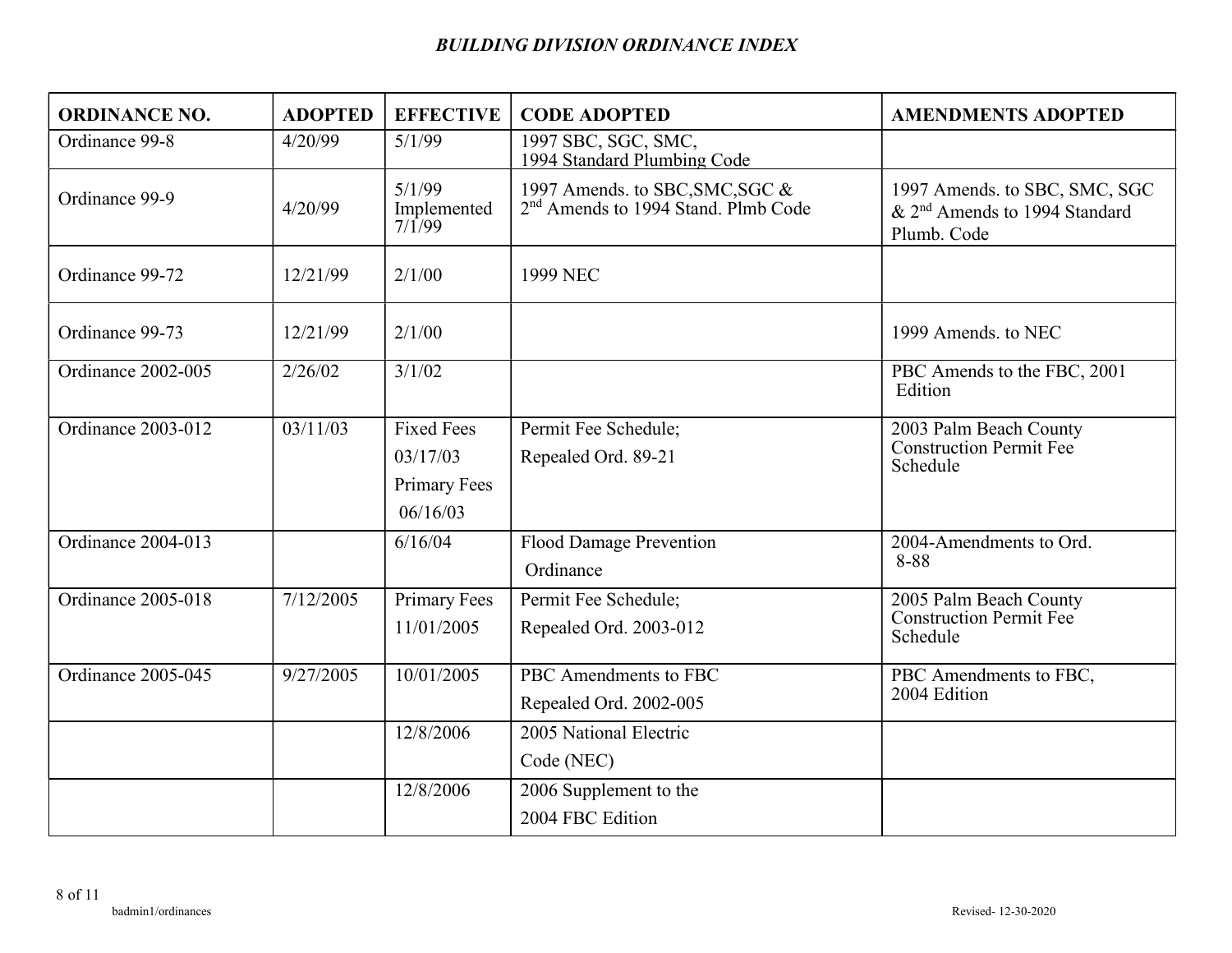# *BUILDING DIVISION ORDINANCE INDEX*

| ORDINANCE NO. | ADOPTED | EFFECTIVE | CODE ADOPTED | AMENDMENTS ADOPTED |
|---|---|---|---|---|
| Ordinance 99-8 | 4/20/99 | 5/1/99 | 1997 SBC, SGC, SMC, 1994 Standard Plumbing Code | |
| Ordinance 99-9 | 4/20/99 | 5/1/99 Implemented 7/1/99 | 1997 Amends. to SBC,SMC,SGC & 2nd Amends to 1994 Stand. Plmb Code | 1997 Amends. to SBC, SMC, SGC & 2nd Amends to 1994 Standard Plumb. Code |
| Ordinance 99-72 | 12/21/99 | 2/1/00 | 1999 NEC | |
| Ordinance 99-73 | 12/21/99 | 2/1/00 | | 1999 Amends. to NEC |
| Ordinance 2002-005 | 2/26/02 | 3/1/02 | | PBC Amends to the FBC, 2001 Edition |
| Ordinance 2003-012 | 03/11/03 | Fixed Fees 03/17/03 Primary Fees 06/16/03 | Permit Fee Schedule; Repealed Ord. 89-21 | 2003 Palm Beach County Construction Permit Fee Schedule |
| Ordinance 2004-013 | | 6/16/04 | Flood Damage Prevention Ordinance | 2004-Amendments to Ord. 8-88 |
| Ordinance 2005-018 | 7/12/2005 | Primary Fees 11/01/2005 | Permit Fee Schedule; Repealed Ord. 2003-012 | 2005 Palm Beach County Construction Permit Fee Schedule |
| Ordinance 2005-045 | 9/27/2005 | 10/01/2005 | PBC Amendments to FBC Repealed Ord. 2002-005 | PBC Amendments to FBC, 2004 Edition |
| | | 12/8/2006 | 2005 National Electric Code (NEC) | |
| | | 12/8/2006 | 2006 Supplement to the 2004 FBC Edition | |

badmin1/ordinances

Revised- 12-30-2020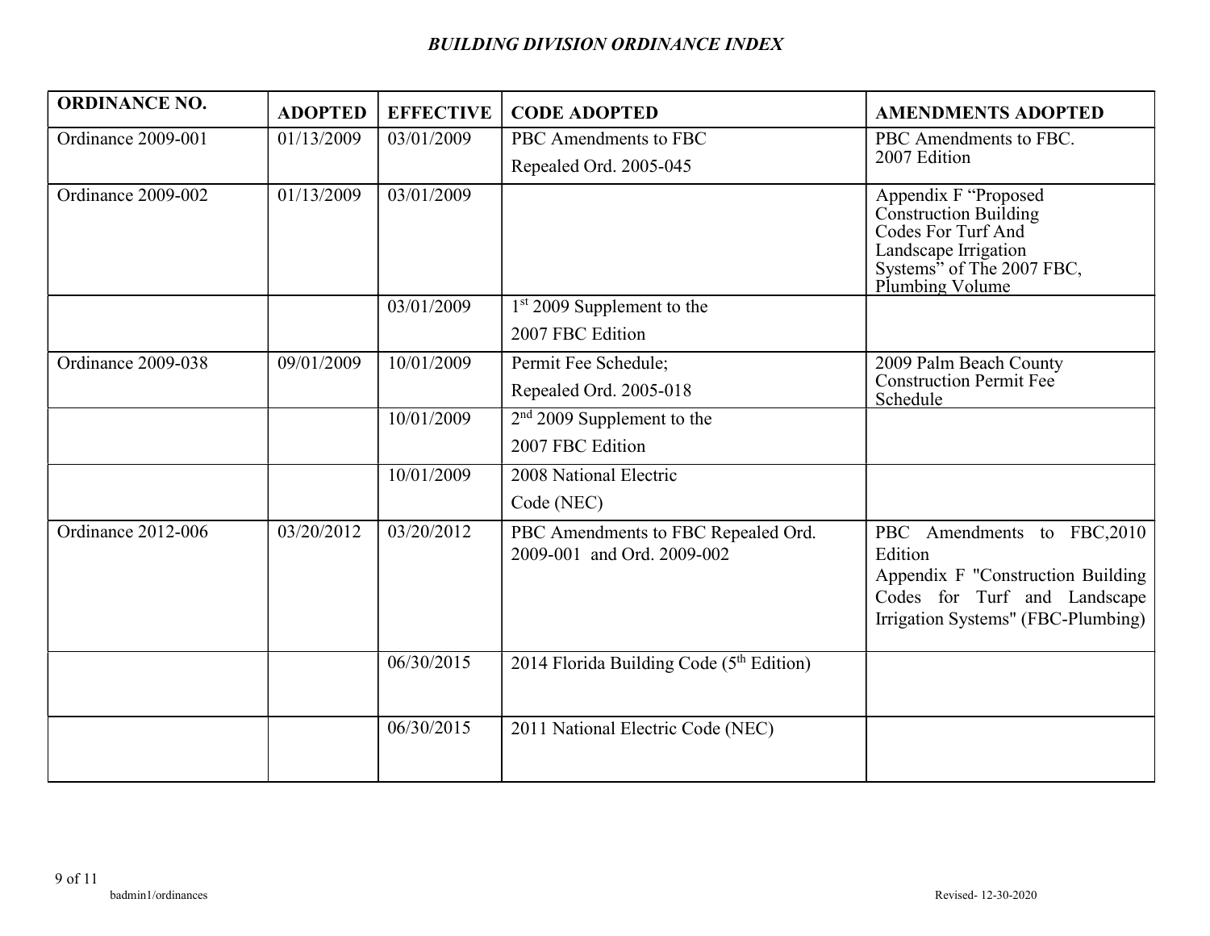# *BUILDING DIVISION ORDINANCE INDEX*

| ORDINANCE NO. | ADOPTED | EFFECTIVE | CODE ADOPTED | AMENDMENTS ADOPTED |
|---|---|---|---|---|
| Ordinance 2009-001 | 01/13/2009 | 03/01/2009 | PBC Amendments to FBC<br>Repealed Ord. 2005-045 | PBC Amendments to FBC. 2007 Edition |
| Ordinance 2009-002 | 01/13/2009 | 03/01/2009 | | Appendix F "Proposed Construction Building Codes For Turf And Landscape Irrigation Systems" of The 2007 FBC, Plumbing Volume |
| | | 03/01/2009 | 1st 2009 Supplement to the 2007 FBC Edition | |
| Ordinance 2009-038 | 09/01/2009 | 10/01/2009 | Permit Fee Schedule;<br>Repealed Ord. 2005-018 | 2009 Palm Beach County Construction Permit Fee Schedule |
| | | 10/01/2009 | 2nd 2009 Supplement to the 2007 FBC Edition | |
| | | 10/01/2009 | 2008 National Electric Code (NEC) | |
| Ordinance 2012-006 | 03/20/2012 | 03/20/2012 | PBC Amendments to FBC Repealed Ord. 2009-001 and Ord. 2009-002 | PBC Amendments to FBC,2010 Edition<br>Appendix F "Construction Building Codes for Turf and Landscape Irrigation Systems" (FBC-Plumbing) |
| | | 06/30/2015 | 2014 Florida Building Code (5th Edition) | |
| | | 06/30/2015 | 2011 National Electric Code (NEC) | |

badmin1/ordinances

Revised- 12-30-2020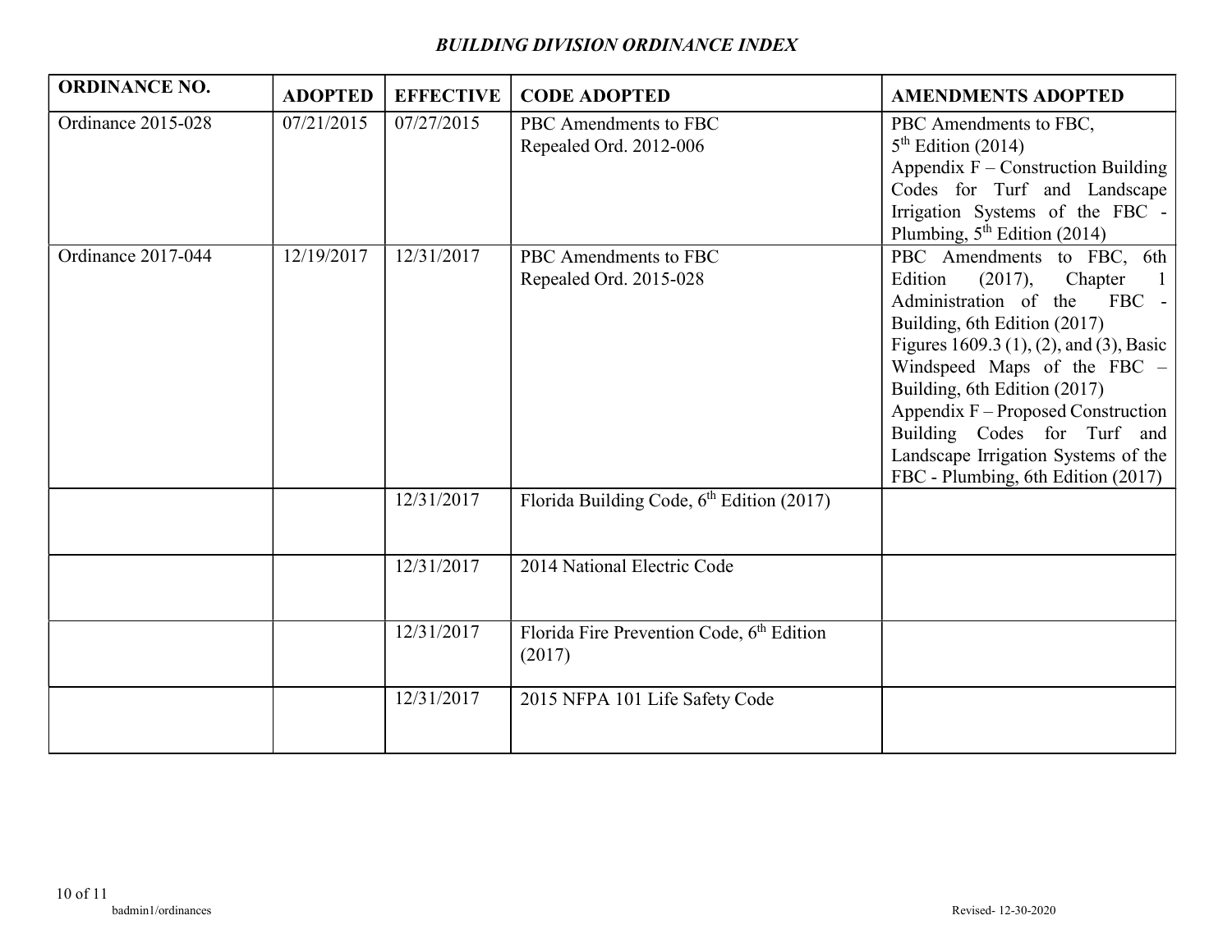*BUILDING DIVISION ORDINANCE INDEX*

| ORDINANCE NO. | ADOPTED | EFFECTIVE | CODE ADOPTED | AMENDMENTS ADOPTED |
|---|---|---|---|---|
| Ordinance 2015-028 | 07/21/2015 | 07/27/2015 | PBC Amendments to FBC<br>Repealed Ord. 2012-006 | PBC Amendments to FBC, 5th Edition (2014)<br>Appendix F – Construction Building Codes for Turf and Landscape Irrigation Systems of the FBC - Plumbing, 5th Edition (2014) |
| Ordinance 2017-044 | 12/19/2017 | 12/31/2017 | PBC Amendments to FBC<br>Repealed Ord. 2015-028 | PBC Amendments to FBC, 6th Edition (2017), Chapter 1 Administration of the FBC - Building, 6th Edition (2017)<br>Figures 1609.3 (1), (2), and (3), Basic Windspeed Maps of the FBC – Building, 6th Edition (2017)<br>Appendix F – Proposed Construction Building Codes for Turf and Landscape Irrigation Systems of the FBC - Plumbing, 6th Edition (2017) |
| | | 12/31/2017 | Florida Building Code, 6th Edition (2017) | |
| | | 12/31/2017 | 2014 National Electric Code | |
| | | 12/31/2017 | Florida Fire Prevention Code, 6th Edition (2017) | |
| | | 12/31/2017 | 2015 NFPA 101 Life Safety Code | |

badmin1/ordinances

Revised- 12-30-2020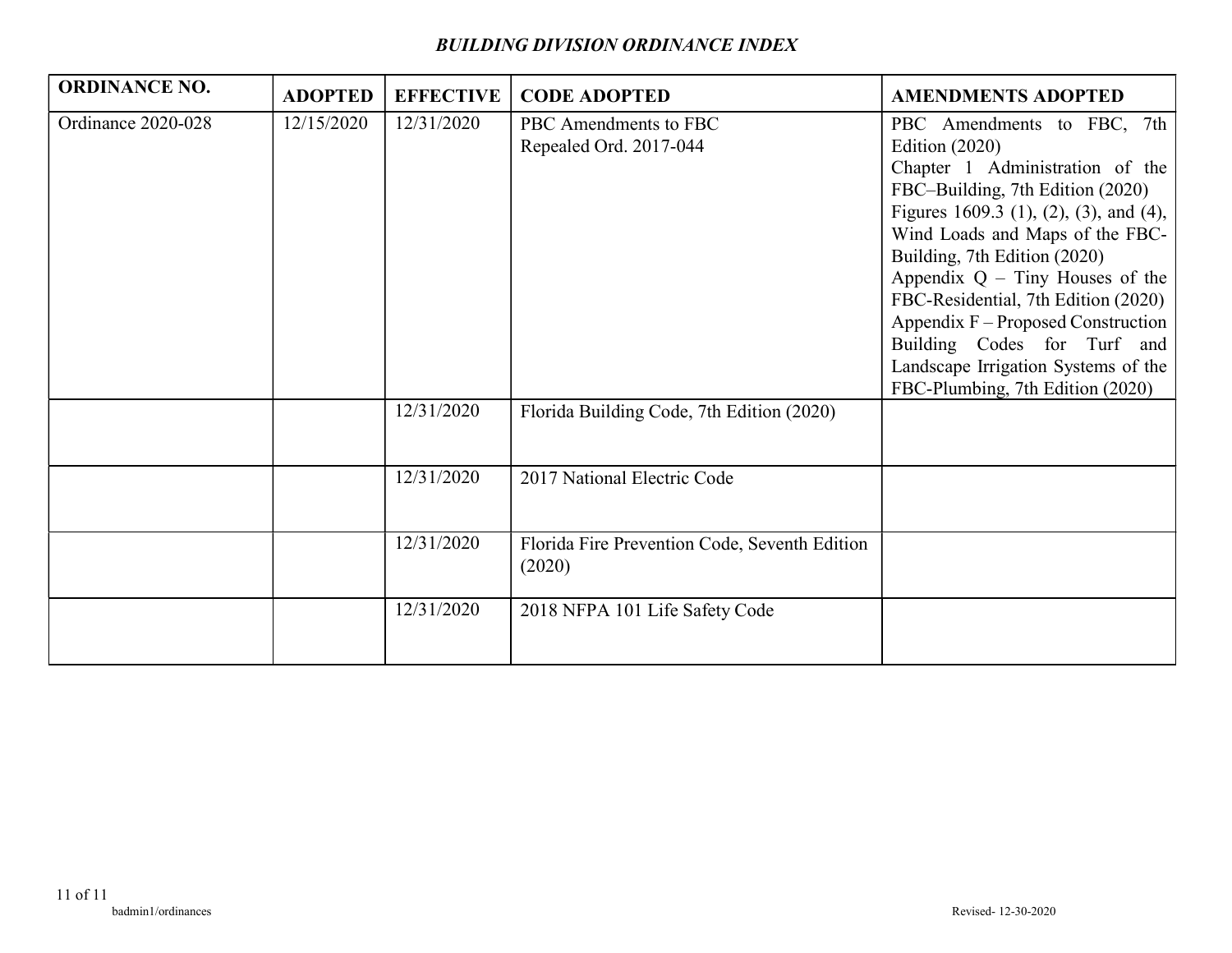*BUILDING DIVISION ORDINANCE INDEX*

| ORDINANCE NO. | ADOPTED | EFFECTIVE | CODE ADOPTED | AMENDMENTS ADOPTED |
| --- | --- | --- | --- | --- |
| Ordinance 2020-028 | 12/15/2020 | 12/31/2020 | PBC Amendments to FBC<br>Repealed Ord. 2017-044 | PBC Amendments to FBC, 7th Edition (2020)<br>Chapter 1 Administration of the FBC–Building, 7th Edition (2020)<br>Figures 1609.3 (1), (2), (3), and (4), Wind Loads and Maps of the FBC-Building, 7th Edition (2020)<br>Appendix Q – Tiny Houses of the FBC-Residential, 7th Edition (2020)<br>Appendix F – Proposed Construction Building Codes for Turf and Landscape Irrigation Systems of the FBC-Plumbing, 7th Edition (2020) |
| | | 12/31/2020 | Florida Building Code, 7th Edition (2020) | |
| | | 12/31/2020 | 2017 National Electric Code | |
| | | 12/31/2020 | Florida Fire Prevention Code, Seventh Edition (2020) | |
| | | 12/31/2020 | 2018 NFPA 101 Life Safety Code | |

badmin1/ordinances

Revised- 12-30-2020